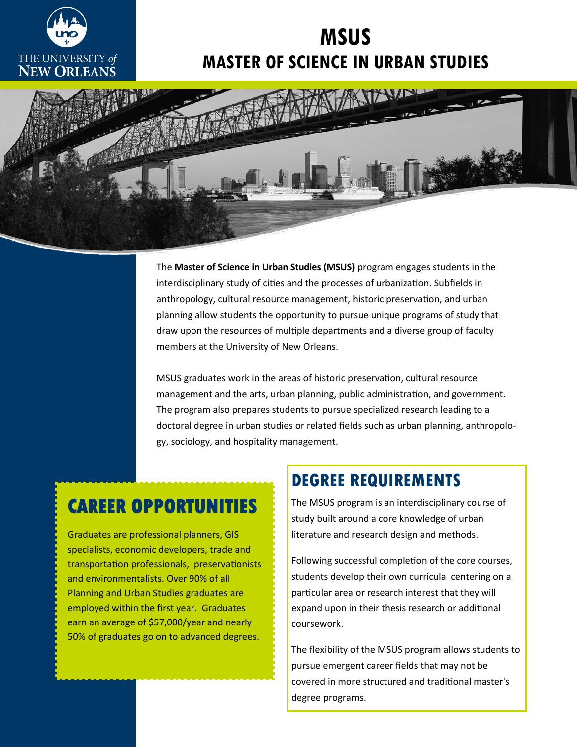THE UNIVERSITY *of* NEW ORLEANS

# MSUS

## MASTER OF SCIENCE IN URBAN STUDIES

The **Master of Science in Urban Studies (MSUS)** program engages students in the interdisciplinary study of cities and the processes of urbanization. Subfields in anthropology, cultural resource management, historic preservation, and urban planning allow students the opportunity to pursue unique programs of study that draw upon the resources of multiple departments and a diverse group of faculty members at the University of New Orleans.

MSUS graduates work in the areas of historic preservation, cultural resource management and the arts, urban planning, public administration, and government. The program also prepares students to pursue specialized research leading to a doctoral degree in urban studies or related fields such as urban planning, anthropology, sociology, and hospitality management.

## CAREER OPPORTUNITIES

Graduates are professional planners, GIS specialists, economic developers, trade and transportation professionals, preservationists and environmentalists. Over 90% of all Planning and Urban Studies graduates are employed within the first year. Graduates earn an average of $57,000/year and nearly 50% of graduates go on to advanced degrees.

## DEGREE REQUIREMENTS

The MSUS program is an interdisciplinary course of study built around a core knowledge of urban literature and research design and methods.

Following successful completion of the core courses, students develop their own curricula centering on a particular area or research interest that they will expand upon in their thesis research or additional coursework.

The flexibility of the MSUS program allows students to pursue emergent career fields that may not be covered in more structured and traditional master's degree programs.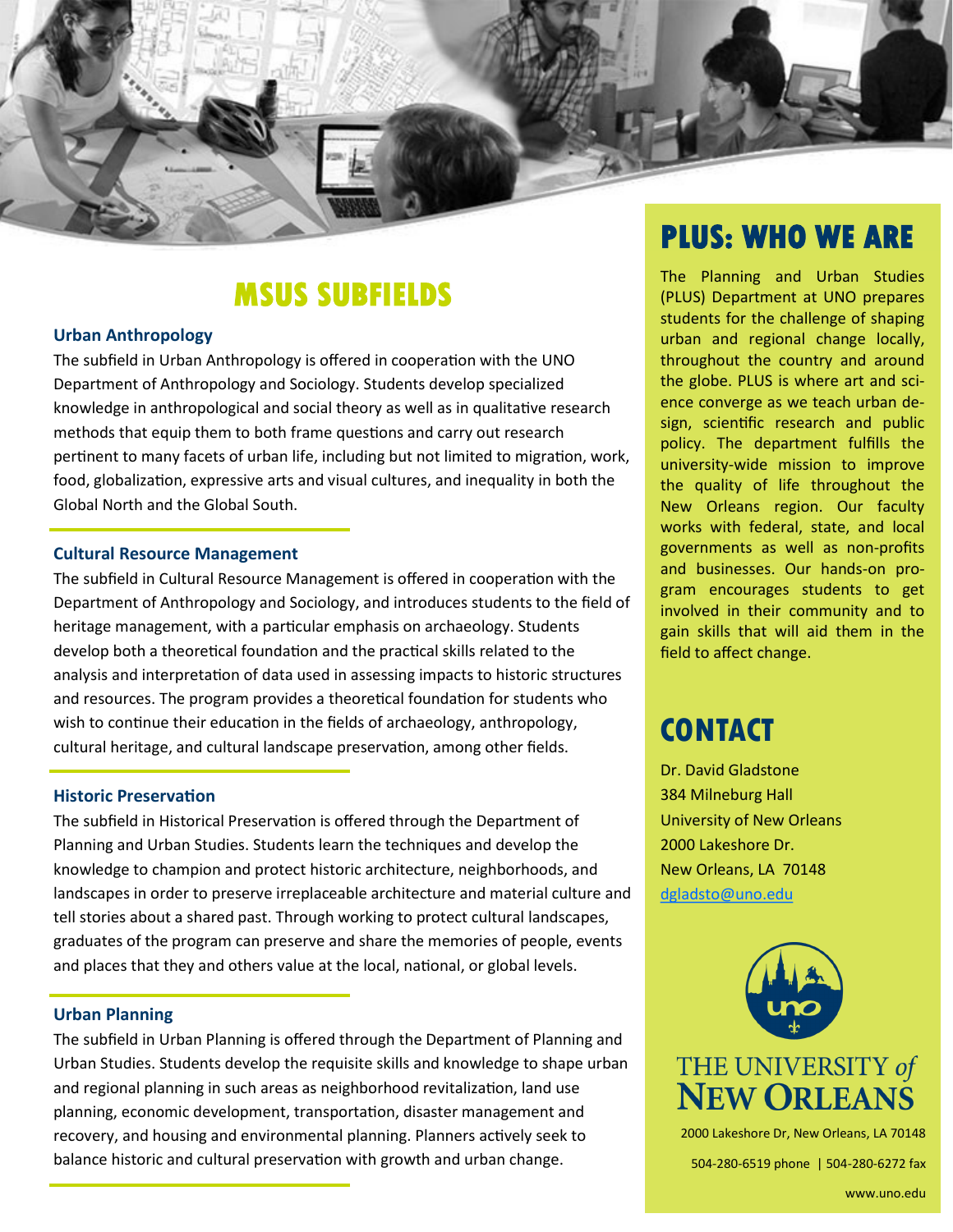## MSUS SUBFIELDS

### Urban Anthropology

The subfield in Urban Anthropology is offered in cooperation with the UNO Department of Anthropology and Sociology. Students develop specialized knowledge in anthropological and social theory as well as in qualitative research methods that equip them to both frame questions and carry out research pertinent to many facets of urban life, including but not limited to migration, work, food, globalization, expressive arts and visual cultures, and inequality in both the Global North and the Global South.

### Cultural Resource Management

The subfield in Cultural Resource Management is offered in cooperation with the Department of Anthropology and Sociology, and introduces students to the field of heritage management, with a particular emphasis on archaeology. Students develop both a theoretical foundation and the practical skills related to the analysis and interpretation of data used in assessing impacts to historic structures and resources. The program provides a theoretical foundation for students who wish to continue their education in the fields of archaeology, anthropology, cultural heritage, and cultural landscape preservation, among other fields.

### Historic Preservation

The subfield in Historical Preservation is offered through the Department of Planning and Urban Studies. Students learn the techniques and develop the knowledge to champion and protect historic architecture, neighborhoods, and landscapes in order to preserve irreplaceable architecture and material culture and tell stories about a shared past. Through working to protect cultural landscapes, graduates of the program can preserve and share the memories of people, events and places that they and others value at the local, national, or global levels.

### Urban Planning

The subfield in Urban Planning is offered through the Department of Planning and Urban Studies. Students develop the requisite skills and knowledge to shape urban and regional planning in such areas as neighborhood revitalization, land use planning, economic development, transportation, disaster management and recovery, and housing and environmental planning. Planners actively seek to balance historic and cultural preservation with growth and urban change.

## PLUS: WHO WE ARE

The Planning and Urban Studies (PLUS) Department at UNO prepares students for the challenge of shaping urban and regional change locally, throughout the country and around the globe. PLUS is where art and science converge as we teach urban design, scientific research and public policy. The department fulfills the university-wide mission to improve the quality of life throughout the New Orleans region. Our faculty works with federal, state, and local governments as well as non-profits and businesses. Our hands-on program encourages students to get involved in their community and to gain skills that will aid them in the field to affect change.

## CONTACT

Dr. David Gladstone
384 Milneburg Hall
University of New Orleans
2000 Lakeshore Dr.
New Orleans, LA 70148
dgladsto@uno.edu

THE UNIVERSITY *of* NEW ORLEANS

2000 Lakeshore Dr, New Orleans, LA 70148

504-280-6519 phone | 504-280-6272 fax

www.uno.edu